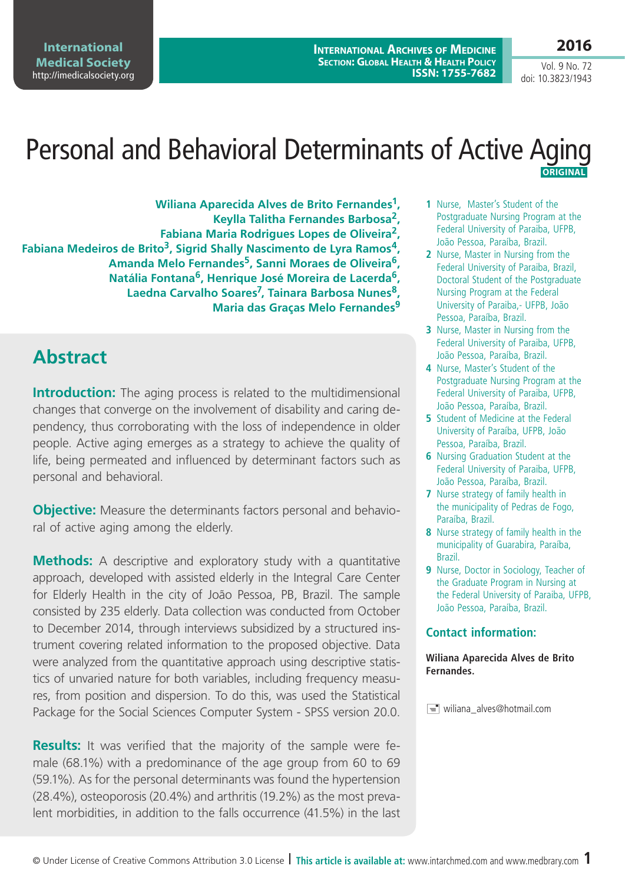# Personal and Behavioral Determinants of Active Aging

**ORIGINAL**

**Wiliana Aparecida Alves de Brito Fernandes[1], Keylla Talitha Fernandes Barbosa[2], Fabiana Maria Rodrigues Lopes de Oliveira[2], Fabiana Medeiros de Brito[3], Sigrid Shally Nascimento de Lyra Ramos[4], Amanda Melo Fernandes[5], Sanni Moraes de Oliveira[6], Natália Fontana[6], Henrique José Moreira de Lacerda[6], Laedna Carvalho Soares[7], Tainara Barbosa Nunes[8], Maria das Graças Melo Fernandes[9]**

1 Nurse, Master's Student of the Postgraduate Nursing Program at the Federal University of Paraiba, UFPB, João Pessoa, Paraíba, Brazil.

2 Nurse, Master in Nursing from the Federal University of Paraiba, Brazil, Doctoral Student of the Postgraduate Nursing Program at the Federal University of Paraiba,- UFPB, João Pessoa, Paraíba, Brazil.

3 Nurse, Master in Nursing from the Federal University of Paraiba, UFPB, João Pessoa, Paraíba, Brazil.

4 Nurse, Master's Student of the Postgraduate Nursing Program at the Federal University of Paraiba, UFPB, João Pessoa, Paraíba, Brazil.

5 Student of Medicine at the Federal University of Paraíba, UFPB, João Pessoa, Paraíba, Brazil.

6 Nursing Graduation Student at the Federal University of Paraiba, UFPB, João Pessoa, Paraíba, Brazil.

7 Nurse strategy of family health in the municipality of Pedras de Fogo, Paraíba, Brazil.

8 Nurse strategy of family health in the municipality of Guarabira, Paraíba, Brazil.

9 Nurse, Doctor in Sociology, Teacher of the Graduate Program in Nursing at the Federal University of Paraiba, UFPB, João Pessoa, Paraíba, Brazil.

### Contact information:

**Wiliana Aparecida Alves de Brito Fernandes.**

wiliana_alves@hotmail.com

## Abstract

**Introduction:** The aging process is related to the multidimensional changes that converge on the involvement of disability and caring dependency, thus corroborating with the loss of independence in older people. Active aging emerges as a strategy to achieve the quality of life, being permeated and influenced by determinant factors such as personal and behavioral.

**Objective:** Measure the determinants factors personal and behavioral of active aging among the elderly.

**Methods:** A descriptive and exploratory study with a quantitative approach, developed with assisted elderly in the Integral Care Center for Elderly Health in the city of João Pessoa, PB, Brazil. The sample consisted by 235 elderly. Data collection was conducted from October to December 2014, through interviews subsidized by a structured instrument covering related information to the proposed objective. Data were analyzed from the quantitative approach using descriptive statistics of unvaried nature for both variables, including frequency measures, from position and dispersion. To do this, was used the Statistical Package for the Social Sciences Computer System - SPSS version 20.0.

**Results:** It was verified that the majority of the sample were female (68.1%) with a predominance of the age group from 60 to 69 (59.1%). As for the personal determinants was found the hypertension (28.4%), osteoporosis (20.4%) and arthritis (19.2%) as the most prevalent morbidities, in addition to the falls occurrence (41.5%) in the last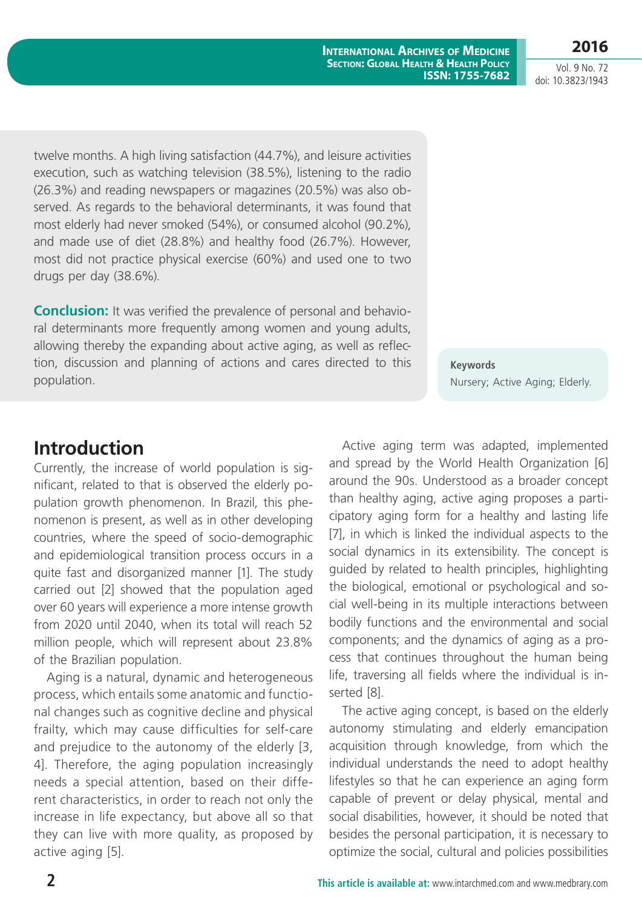twelve months. A high living satisfaction (44.7%), and leisure activities execution, such as watching television (38.5%), listening to the radio (26.3%) and reading newspapers or magazines (20.5%) was also observed. As regards to the behavioral determinants, it was found that most elderly had never smoked (54%), or consumed alcohol (90.2%), and made use of diet (28.8%) and healthy food (26.7%). However, most did not practice physical exercise (60%) and used one to two drugs per day (38.6%).

**Conclusion:** It was verified the prevalence of personal and behavioral determinants more frequently among women and young adults, allowing thereby the expanding about active aging, as well as reflection, discussion and planning of actions and cares directed to this population.

**Keywords**

Nursery; Active Aging; Elderly.

## Introduction

Currently, the increase of world population is significant, related to that is observed the elderly population growth phenomenon. In Brazil, this phenomenon is present, as well as in other developing countries, where the speed of socio-demographic and epidemiological transition process occurs in a quite fast and disorganized manner [1]. The study carried out [2] showed that the population aged over 60 years will experience a more intense growth from 2020 until 2040, when its total will reach 52 million people, which will represent about 23.8% of the Brazilian population.

Aging is a natural, dynamic and heterogeneous process, which entails some anatomic and functional changes such as cognitive decline and physical frailty, which may cause difficulties for self-care and prejudice to the autonomy of the elderly [3, 4]. Therefore, the aging population increasingly needs a special attention, based on their different characteristics, in order to reach not only the increase in life expectancy, but above all so that they can live with more quality, as proposed by active aging [5].

Active aging term was adapted, implemented and spread by the World Health Organization [6] around the 90s. Understood as a broader concept than healthy aging, active aging proposes a participatory aging form for a healthy and lasting life [7], in which is linked the individual aspects to the social dynamics in its extensibility. The concept is guided by related to health principles, highlighting the biological, emotional or psychological and social well-being in its multiple interactions between bodily functions and the environmental and social components; and the dynamics of aging as a process that continues throughout the human being life, traversing all fields where the individual is inserted [8].

The active aging concept, is based on the elderly autonomy stimulating and elderly emancipation acquisition through knowledge, from which the individual understands the need to adopt healthy lifestyles so that he can experience an aging form capable of prevent or delay physical, mental and social disabilities, however, it should be noted that besides the personal participation, it is necessary to optimize the social, cultural and policies possibilities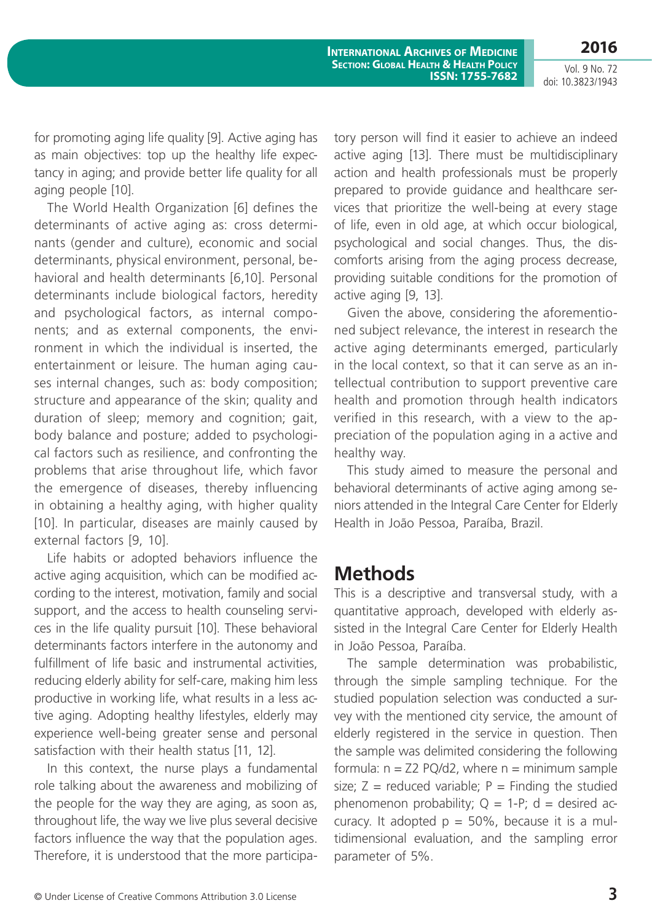for promoting aging life quality [9]. Active aging has as main objectives: top up the healthy life expectancy in aging; and provide better life quality for all aging people [10].

The World Health Organization [6] defines the determinants of active aging as: cross determinants (gender and culture), economic and social determinants, physical environment, personal, behavioral and health determinants [6,10]. Personal determinants include biological factors, heredity and psychological factors, as internal components; and as external components, the environment in which the individual is inserted, the entertainment or leisure. The human aging causes internal changes, such as: body composition; structure and appearance of the skin; quality and duration of sleep; memory and cognition; gait, body balance and posture; added to psychological factors such as resilience, and confronting the problems that arise throughout life, which favor the emergence of diseases, thereby influencing in obtaining a healthy aging, with higher quality [10]. In particular, diseases are mainly caused by external factors [9, 10].

Life habits or adopted behaviors influence the active aging acquisition, which can be modified according to the interest, motivation, family and social support, and the access to health counseling services in the life quality pursuit [10]. These behavioral determinants factors interfere in the autonomy and fulfillment of life basic and instrumental activities, reducing elderly ability for self-care, making him less productive in working life, what results in a less active aging. Adopting healthy lifestyles, elderly may experience well-being greater sense and personal satisfaction with their health status [11, 12].

In this context, the nurse plays a fundamental role talking about the awareness and mobilizing of the people for the way they are aging, as soon as, throughout life, the way we live plus several decisive factors influence the way that the population ages. Therefore, it is understood that the more participatory person will find it easier to achieve an indeed active aging [13]. There must be multidisciplinary action and health professionals must be properly prepared to provide guidance and healthcare services that prioritize the well-being at every stage of life, even in old age, at which occur biological, psychological and social changes. Thus, the discomforts arising from the aging process decrease, providing suitable conditions for the promotion of active aging [9, 13].

Given the above, considering the aforementioned subject relevance, the interest in research the active aging determinants emerged, particularly in the local context, so that it can serve as an intellectual contribution to support preventive care health and promotion through health indicators verified in this research, with a view to the appreciation of the population aging in a active and healthy way.

This study aimed to measure the personal and behavioral determinants of active aging among seniors attended in the Integral Care Center for Elderly Health in João Pessoa, Paraíba, Brazil.

## Methods

This is a descriptive and transversal study, with a quantitative approach, developed with elderly assisted in the Integral Care Center for Elderly Health in João Pessoa, Paraíba.

The sample determination was probabilistic, through the simple sampling technique. For the studied population selection was conducted a survey with the mentioned city service, the amount of elderly registered in the service in question. Then the sample was delimited considering the following formula: $n = Z2\ PQ/d2$, where n = minimum sample size; Z = reduced variable; P = Finding the studied phenomenon probability; Q = 1-P; d = desired accuracy. It adopted p = 50%, because it is a multidimensional evaluation, and the sampling error parameter of 5%.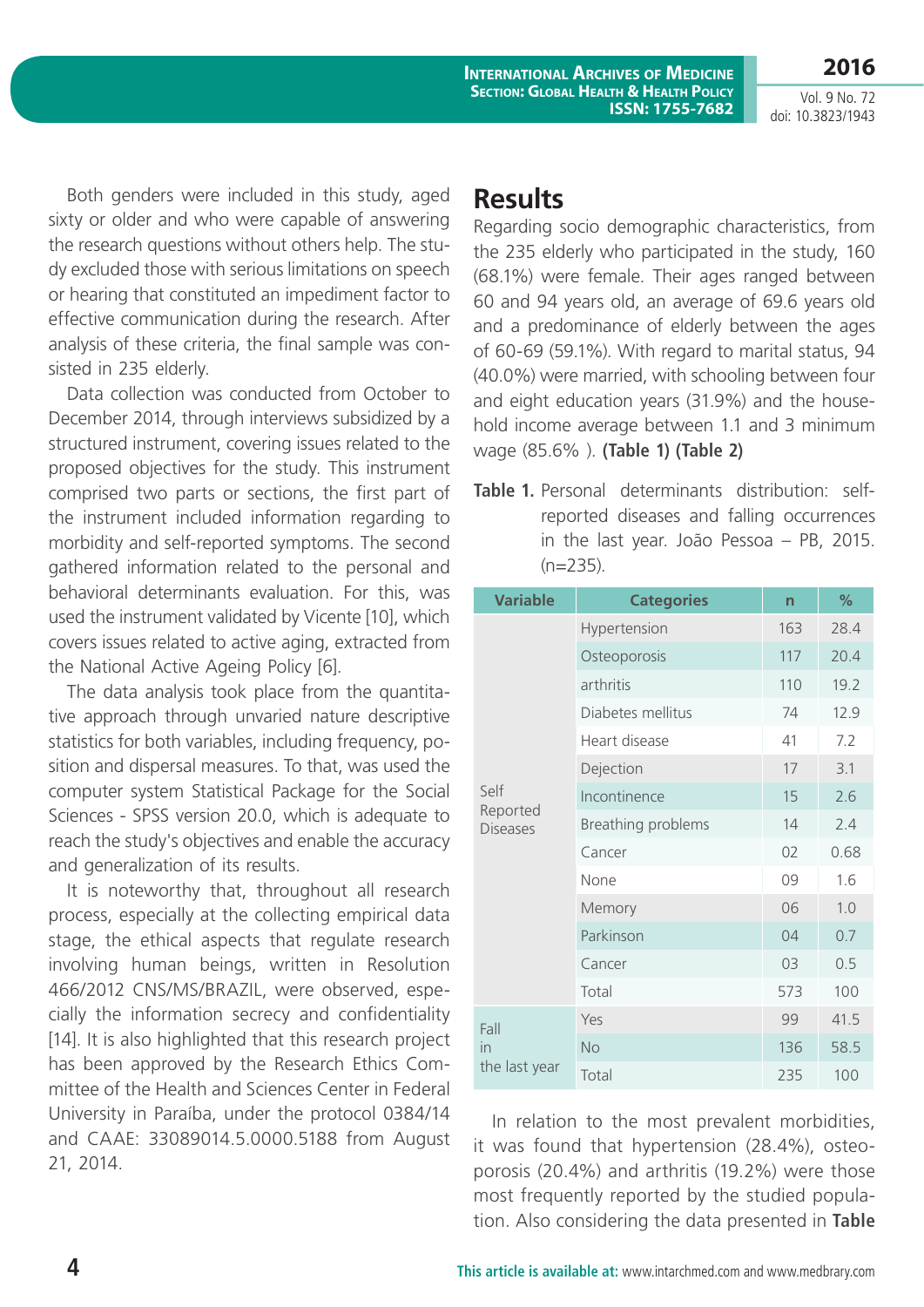Both genders were included in this study, aged sixty or older and who were capable of answering the research questions without others help. The study excluded those with serious limitations on speech or hearing that constituted an impediment factor to effective communication during the research. After analysis of these criteria, the final sample was consisted in 235 elderly.

Data collection was conducted from October to December 2014, through interviews subsidized by a structured instrument, covering issues related to the proposed objectives for the study. This instrument comprised two parts or sections, the first part of the instrument included information regarding to morbidity and self-reported symptoms. The second gathered information related to the personal and behavioral determinants evaluation. For this, was used the instrument validated by Vicente [10], which covers issues related to active aging, extracted from the National Active Ageing Policy [6].

The data analysis took place from the quantitative approach through unvaried nature descriptive statistics for both variables, including frequency, position and dispersal measures. To that, was used the computer system Statistical Package for the Social Sciences - SPSS version 20.0, which is adequate to reach the study's objectives and enable the accuracy and generalization of its results.

It is noteworthy that, throughout all research process, especially at the collecting empirical data stage, the ethical aspects that regulate research involving human beings, written in Resolution 466/2012 CNS/MS/BRAZIL, were observed, especially the information secrecy and confidentiality [14]. It is also highlighted that this research project has been approved by the Research Ethics Committee of the Health and Sciences Center in Federal University in Paraíba, under the protocol 0384/14 and CAAE: 33089014.5.0000.5188 from August 21, 2014.

# Results

Regarding socio demographic characteristics, from the 235 elderly who participated in the study, 160 (68.1%) were female. Their ages ranged between 60 and 94 years old, an average of 69.6 years old and a predominance of elderly between the ages of 60-69 (59.1%). With regard to marital status, 94 (40.0%) were married, with schooling between four and eight education years (31.9%) and the household income average between 1.1 and 3 minimum wage (85.6% ). **(Table 1) (Table 2)**

**Table 1.** Personal determinants distribution: self-reported diseases and falling occurrences in the last year. João Pessoa – PB, 2015. (n=235).

| Variable | Categories | n | % |
|---|---|---|---|
| Self Reported Diseases | Hypertension | 163 | 28.4 |
| | Osteoporosis | 117 | 20.4 |
| | arthritis | 110 | 19.2 |
| | Diabetes mellitus | 74 | 12.9 |
| | Heart disease | 41 | 7.2 |
| | Dejection | 17 | 3.1 |
| | Incontinence | 15 | 2.6 |
| | Breathing problems | 14 | 2.4 |
| | Cancer | 02 | 0.68 |
| | None | 09 | 1.6 |
| | Memory | 06 | 1.0 |
| | Parkinson | 04 | 0.7 |
| | Cancer | 03 | 0.5 |
| | Total | 573 | 100 |
| Fall in the last year | Yes | 99 | 41.5 |
| | No | 136 | 58.5 |
| | Total | 235 | 100 |

In relation to the most prevalent morbidities, it was found that hypertension (28.4%), osteoporosis (20.4%) and arthritis (19.2%) were those most frequently reported by the studied population. Also considering the data presented in **Table**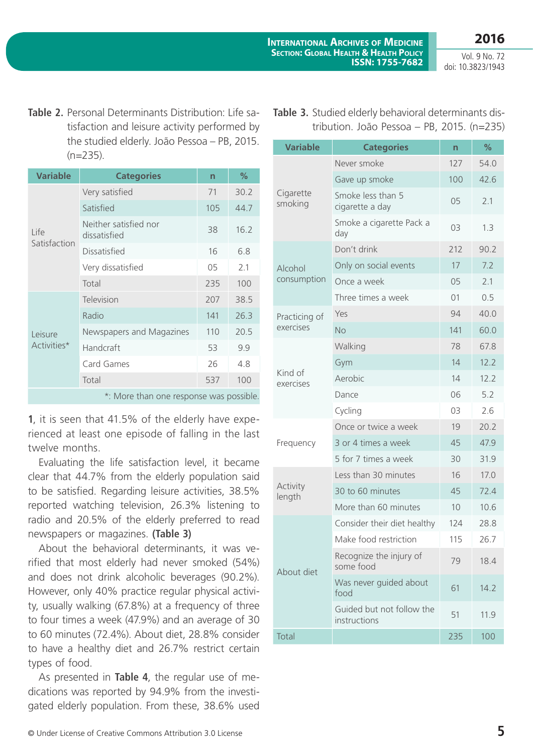**Table 2.** Personal Determinants Distribution: Life satisfaction and leisure activity performed by the studied elderly. João Pessoa – PB, 2015. (n=235).

| Variable | Categories | n | % |
|---|---|---|---|
| Life Satisfaction | Very satisfied | 71 | 30.2 |
| | Satisfied | 105 | 44.7 |
| | Neither satisfied nor dissatisfied | 38 | 16.2 |
| | Dissatisfied | 16 | 6.8 |
| | Very dissatisfied | 05 | 2.1 |
| | Total | 235 | 100 |
| Leisure Activities* | Television | 207 | 38.5 |
| | Radio | 141 | 26.3 |
| | Newspapers and Magazines | 110 | 20.5 |
| | Handcraft | 53 | 9.9 |
| | Card Games | 26 | 4.8 |
| | Total | 537 | 100 |

*: More than one response was possible.

**1**, it is seen that 41.5% of the elderly have experienced at least one episode of falling in the last twelve months.

Evaluating the life satisfaction level, it became clear that 44.7% from the elderly population said to be satisfied. Regarding leisure activities, 38.5% reported watching television, 26.3% listening to radio and 20.5% of the elderly preferred to read newspapers or magazines. **(Table 3)**

About the behavioral determinants, it was verified that most elderly had never smoked (54%) and does not drink alcoholic beverages (90.2%). However, only 40% practice regular physical activity, usually walking (67.8%) at a frequency of three to four times a week (47.9%) and an average of 30 to 60 minutes (72.4%). About diet, 28.8% consider to have a healthy diet and 26.7% restrict certain types of food.

As presented in **Table 4**, the regular use of medications was reported by 94.9% from the investigated elderly population. From these, 38.6% used

**Table 3.** Studied elderly behavioral determinants distribution. João Pessoa – PB, 2015. (n=235)

| Variable | Categories | n | % |
|---|---|---|---|
| Cigarette smoking | Never smoke | 127 | 54.0 |
| | Gave up smoke | 100 | 42.6 |
| | Smoke less than 5 cigarette a day | 05 | 2.1 |
| | Smoke a cigarette Pack a day | 03 | 1.3 |
| Alcohol consumption | Don't drink | 212 | 90.2 |
| | Only on social events | 17 | 7.2 |
| | Once a week | 05 | 2.1 |
| | Three times a week | 01 | 0.5 |
| Practicing of exercises | Yes | 94 | 40.0 |
| | No | 141 | 60.0 |
| Kind of exercises | Walking | 78 | 67.8 |
| | Gym | 14 | 12.2 |
| | Aerobic | 14 | 12.2 |
| | Dance | 06 | 5.2 |
| | Cycling | 03 | 2.6 |
| Frequency | Once or twice a week | 19 | 20.2 |
| | 3 or 4 times a week | 45 | 47.9 |
| | 5 for 7 times a week | 30 | 31.9 |
| Activity length | Less than 30 minutes | 16 | 17.0 |
| | 30 to 60 minutes | 45 | 72.4 |
| | More than 60 minutes | 10 | 10.6 |
| About diet | Consider their diet healthy | 124 | 28.8 |
| | Make food restriction | 115 | 26.7 |
| | Recognize the injury of some food | 79 | 18.4 |
| | Was never guided about food | 61 | 14.2 |
| | Guided but not follow the instructions | 51 | 11.9 |
| Total | | 235 | 100 |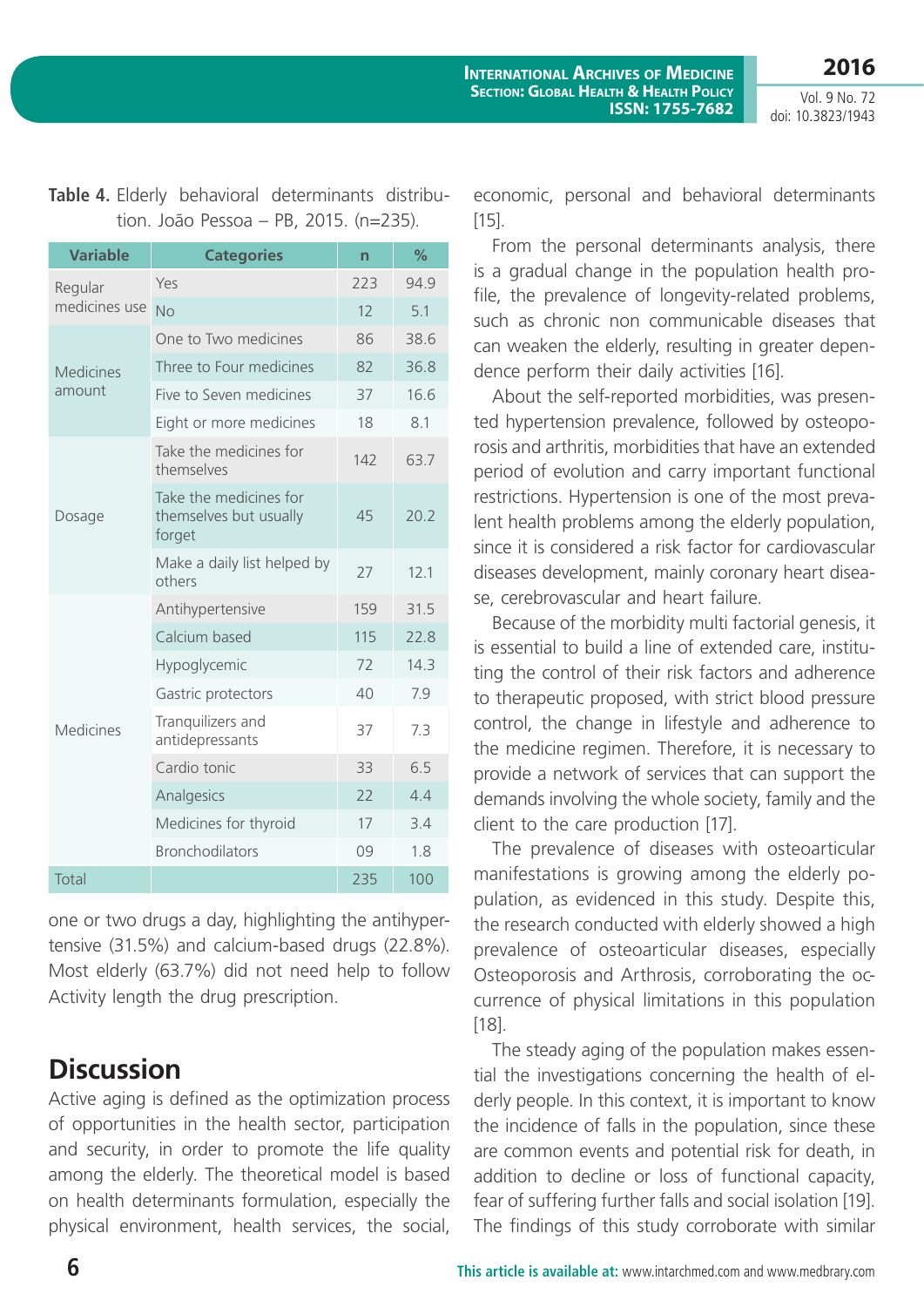**Table 4.** Elderly behavioral determinants distribution. João Pessoa – PB, 2015. (n=235).

| Variable | Categories | n | % |
|---|---|---|---|
| Regular medicines use | Yes | 223 | 94.9 |
| | No | 12 | 5.1 |
| Medicines amount | One to Two medicines | 86 | 38.6 |
| | Three to Four medicines | 82 | 36.8 |
| | Five to Seven medicines | 37 | 16.6 |
| | Eight or more medicines | 18 | 8.1 |
| Dosage | Take the medicines for themselves | 142 | 63.7 |
| | Take the medicines for themselves but usually forget | 45 | 20.2 |
| | Make a daily list helped by others | 27 | 12.1 |
| Medicines | Antihypertensive | 159 | 31.5 |
| | Calcium based | 115 | 22.8 |
| | Hypoglycemic | 72 | 14.3 |
| | Gastric protectors | 40 | 7.9 |
| | Tranquilizers and antidepressants | 37 | 7.3 |
| | Cardio tonic | 33 | 6.5 |
| | Analgesics | 22 | 4.4 |
| | Medicines for thyroid | 17 | 3.4 |
| | Bronchodilators | 09 | 1.8 |
| Total | | 235 | 100 |

one or two drugs a day, highlighting the antihypertensive (31.5%) and calcium-based drugs (22.8%). Most elderly (63.7%) did not need help to follow Activity length the drug prescription.

## Discussion

Active aging is defined as the optimization process of opportunities in the health sector, participation and security, in order to promote the life quality among the elderly. The theoretical model is based on health determinants formulation, especially the physical environment, health services, the social, economic, personal and behavioral determinants [15].

From the personal determinants analysis, there is a gradual change in the population health profile, the prevalence of longevity-related problems, such as chronic non communicable diseases that can weaken the elderly, resulting in greater dependence perform their daily activities [16].

About the self-reported morbidities, was presented hypertension prevalence, followed by osteoporosis and arthritis, morbidities that have an extended period of evolution and carry important functional restrictions. Hypertension is one of the most prevalent health problems among the elderly population, since it is considered a risk factor for cardiovascular diseases development, mainly coronary heart disease, cerebrovascular and heart failure.

Because of the morbidity multi factorial genesis, it is essential to build a line of extended care, instituting the control of their risk factors and adherence to therapeutic proposed, with strict blood pressure control, the change in lifestyle and adherence to the medicine regimen. Therefore, it is necessary to provide a network of services that can support the demands involving the whole society, family and the client to the care production [17].

The prevalence of diseases with osteoarticular manifestations is growing among the elderly population, as evidenced in this study. Despite this, the research conducted with elderly showed a high prevalence of osteoarticular diseases, especially Osteoporosis and Arthrosis, corroborating the occurrence of physical limitations in this population [18].

The steady aging of the population makes essential the investigations concerning the health of elderly people. In this context, it is important to know the incidence of falls in the population, since these are common events and potential risk for death, in addition to decline or loss of functional capacity, fear of suffering further falls and social isolation [19]. The findings of this study corroborate with similar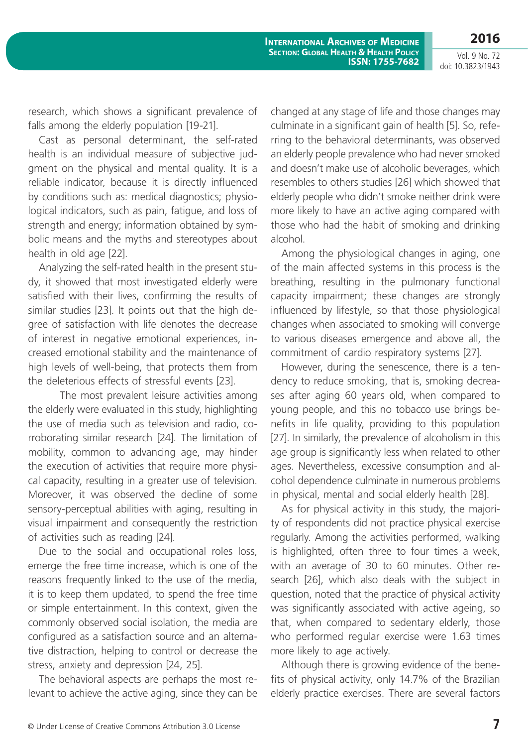research, which shows a significant prevalence of falls among the elderly population [19-21].

Cast as personal determinant, the self-rated health is an individual measure of subjective judgment on the physical and mental quality. It is a reliable indicator, because it is directly influenced by conditions such as: medical diagnostics; physiological indicators, such as pain, fatigue, and loss of strength and energy; information obtained by symbolic means and the myths and stereotypes about health in old age [22].

Analyzing the self-rated health in the present study, it showed that most investigated elderly were satisfied with their lives, confirming the results of similar studies [23]. It points out that the high degree of satisfaction with life denotes the decrease of interest in negative emotional experiences, increased emotional stability and the maintenance of high levels of well-being, that protects them from the deleterious effects of stressful events [23].

The most prevalent leisure activities among the elderly were evaluated in this study, highlighting the use of media such as television and radio, corroborating similar research [24]. The limitation of mobility, common to advancing age, may hinder the execution of activities that require more physical capacity, resulting in a greater use of television. Moreover, it was observed the decline of some sensory-perceptual abilities with aging, resulting in visual impairment and consequently the restriction of activities such as reading [24].

Due to the social and occupational roles loss, emerge the free time increase, which is one of the reasons frequently linked to the use of the media, it is to keep them updated, to spend the free time or simple entertainment. In this context, given the commonly observed social isolation, the media are configured as a satisfaction source and an alternative distraction, helping to control or decrease the stress, anxiety and depression [24, 25].

The behavioral aspects are perhaps the most relevant to achieve the active aging, since they can be changed at any stage of life and those changes may culminate in a significant gain of health [5]. So, referring to the behavioral determinants, was observed an elderly people prevalence who had never smoked and doesn't make use of alcoholic beverages, which resembles to others studies [26] which showed that elderly people who didn't smoke neither drink were more likely to have an active aging compared with those who had the habit of smoking and drinking alcohol.

Among the physiological changes in aging, one of the main affected systems in this process is the breathing, resulting in the pulmonary functional capacity impairment; these changes are strongly influenced by lifestyle, so that those physiological changes when associated to smoking will converge to various diseases emergence and above all, the commitment of cardio respiratory systems [27].

However, during the senescence, there is a tendency to reduce smoking, that is, smoking decreases after aging 60 years old, when compared to young people, and this no tobacco use brings benefits in life quality, providing to this population [27]. In similarly, the prevalence of alcoholism in this age group is significantly less when related to other ages. Nevertheless, excessive consumption and alcohol dependence culminate in numerous problems in physical, mental and social elderly health [28].

As for physical activity in this study, the majority of respondents did not practice physical exercise regularly. Among the activities performed, walking is highlighted, often three to four times a week, with an average of 30 to 60 minutes. Other research [26], which also deals with the subject in question, noted that the practice of physical activity was significantly associated with active ageing, so that, when compared to sedentary elderly, those who performed regular exercise were 1.63 times more likely to age actively.

Although there is growing evidence of the benefits of physical activity, only 14.7% of the Brazilian elderly practice exercises. There are several factors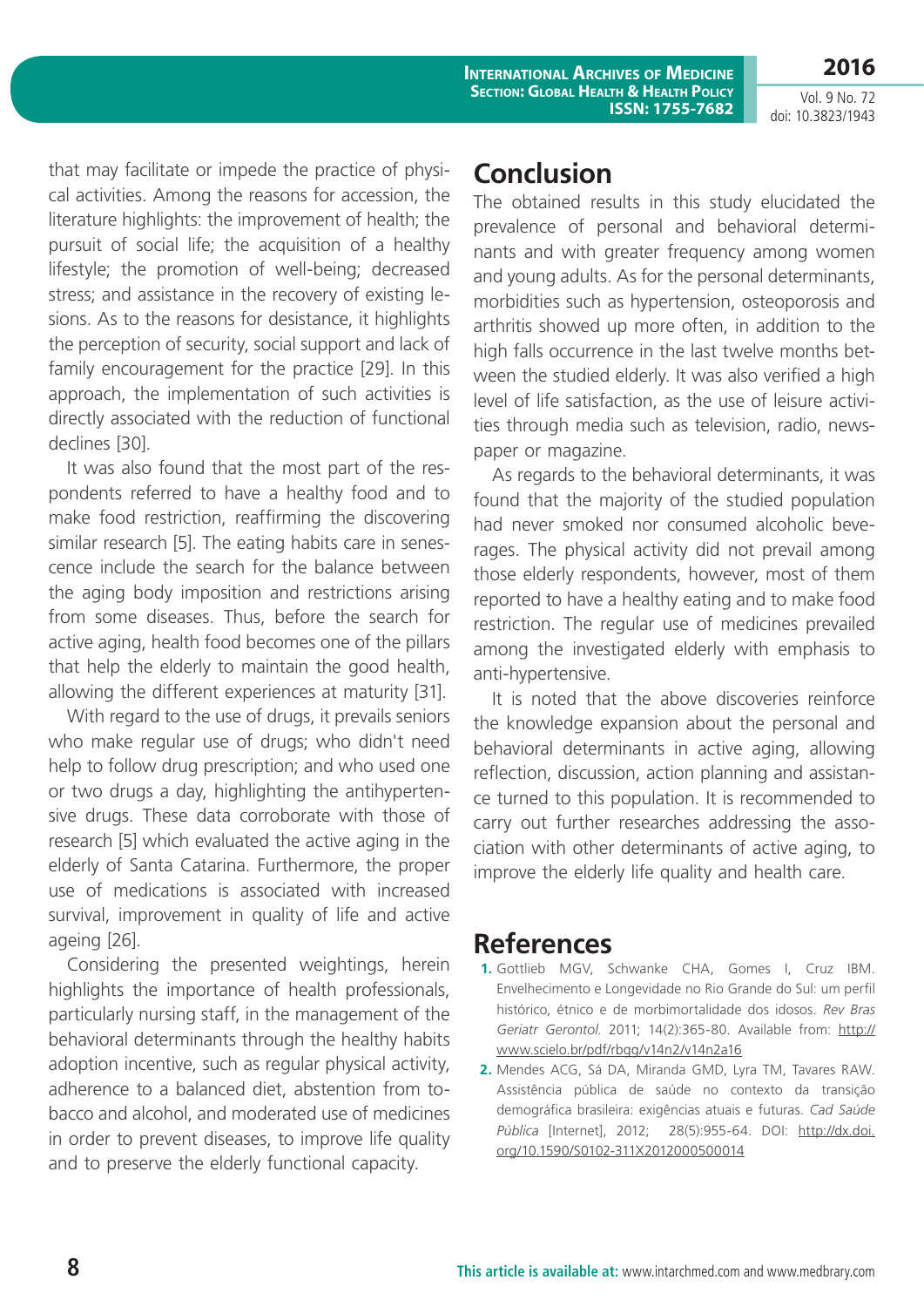that may facilitate or impede the practice of physical activities. Among the reasons for accession, the literature highlights: the improvement of health; the pursuit of social life; the acquisition of a healthy lifestyle; the promotion of well-being; decreased stress; and assistance in the recovery of existing lesions. As to the reasons for desistance, it highlights the perception of security, social support and lack of family encouragement for the practice [29]. In this approach, the implementation of such activities is directly associated with the reduction of functional declines [30].

It was also found that the most part of the respondents referred to have a healthy food and to make food restriction, reaffirming the discovering similar research [5]. The eating habits care in senescence include the search for the balance between the aging body imposition and restrictions arising from some diseases. Thus, before the search for active aging, health food becomes one of the pillars that help the elderly to maintain the good health, allowing the different experiences at maturity [31].

With regard to the use of drugs, it prevails seniors who make regular use of drugs; who didn't need help to follow drug prescription; and who used one or two drugs a day, highlighting the antihypertensive drugs. These data corroborate with those of research [5] which evaluated the active aging in the elderly of Santa Catarina. Furthermore, the proper use of medications is associated with increased survival, improvement in quality of life and active ageing [26].

Considering the presented weightings, herein highlights the importance of health professionals, particularly nursing staff, in the management of the behavioral determinants through the healthy habits adoption incentive, such as regular physical activity, adherence to a balanced diet, abstention from tobacco and alcohol, and moderated use of medicines in order to prevent diseases, to improve life quality and to preserve the elderly functional capacity.

## Conclusion

The obtained results in this study elucidated the prevalence of personal and behavioral determinants and with greater frequency among women and young adults. As for the personal determinants, morbidities such as hypertension, osteoporosis and arthritis showed up more often, in addition to the high falls occurrence in the last twelve months between the studied elderly. It was also verified a high level of life satisfaction, as the use of leisure activities through media such as television, radio, newspaper or magazine.

As regards to the behavioral determinants, it was found that the majority of the studied population had never smoked nor consumed alcoholic beverages. The physical activity did not prevail among those elderly respondents, however, most of them reported to have a healthy eating and to make food restriction. The regular use of medicines prevailed among the investigated elderly with emphasis to anti-hypertensive.

It is noted that the above discoveries reinforce the knowledge expansion about the personal and behavioral determinants in active aging, allowing reflection, discussion, action planning and assistance turned to this population. It is recommended to carry out further researches addressing the association with other determinants of active aging, to improve the elderly life quality and health care.

## References

1. Gottlieb MGV, Schwanke CHA, Gomes I, Cruz IBM. Envelhecimento e Longevidade no Rio Grande do Sul: um perfil histórico, étnico e de morbimortalidade dos idosos. *Rev Bras Geriatr Gerontol.* 2011; 14(2):365-80. Available from: http://www.scielo.br/pdf/rbgg/v14n2/v14n2a16
2. Mendes ACG, Sá DA, Miranda GMD, Lyra TM, Tavares RAW. Assistência pública de saúde no contexto da transição demográfica brasileira: exigências atuais e futuras. *Cad Saúde Pública* [Internet], 2012; 28(5):955-64. DOI: http://dx.doi.org/10.1590/S0102-311X2012000500014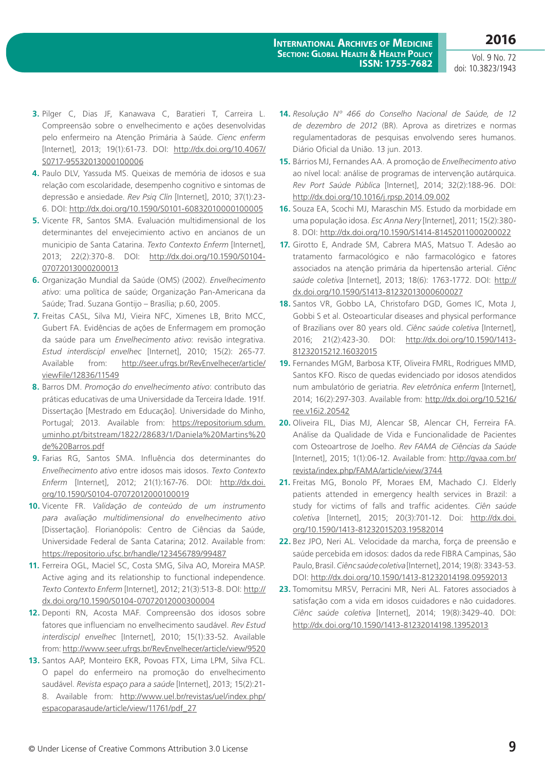3. Pilger C, Dias JF, Kanawava C, Baratieri T, Carreira L. Compreensão sobre o envelhecimento e ações desenvolvidas pelo enfermeiro na Atenção Primária à Saúde. *Cienc enferm* [Internet], 2013; 19(1):61-73. DOI: http://dx.doi.org/10.4067/S0717-95532013000100006
4. Paulo DLV, Yassuda MS. Queixas de memória de idosos e sua relação com escolaridade, desempenho cognitivo e sintomas de depressão e ansiedade. *Rev Psiq Clín* [Internet], 2010; 37(1):23-6. DOI: http://dx.doi.org/10.1590/S0101-60832010000100005
5. Vicente FR, Santos SMA. Evaluación multidimensional de los determinantes del envejecimiento activo en ancianos de un municipio de Santa Catarina. *Texto Contexto Enferm* [Internet], 2013; 22(2):370-8. DOI: http://dx.doi.org/10.1590/S0104-07072013000200013
6. Organização Mundial da Saúde (OMS) (2002). *Envelhecimento ativo*: uma política de saúde; Organização Pan-Americana da Saúde; Trad. Suzana Gontijo – Brasília; p.60, 2005.
7. Freitas CASL, Silva MJ, Vieira NFC, Ximenes LB, Brito MCC, Gubert FA. Evidências de ações de Enfermagem em promoção da saúde para um *Envelhecimento ativo*: revisão integrativa. *Estud interdiscipl envelhec* [Internet], 2010; 15(2): 265-77. Available from: http://seer.ufrgs.br/RevEnvelhecer/article/viewFile/12836/11549
8. Barros DM. *Promoção do envelhecimento ativo*: contributo das práticas educativas de uma Universidade da Terceira Idade. 191f. Dissertação [Mestrado em Educação]. Universidade do Minho, Portugal; 2013. Available from: https://repositorium.sdum.uminho.pt/bitstream/1822/28683/1/Daniela%20Martins%20de%20Barros.pdf
9. Farias RG, Santos SMA. Influência dos determinantes do *Envelhecimento ativo* entre idosos mais idosos. *Texto Contexto Enferm* [Internet], 2012; 21(1):167-76. DOI: http://dx.doi.org/10.1590/S0104-07072012000100019
10. Vicente FR. *Validação de conteúdo de um instrumento para avaliação multidimensional do envelhecimento ativo* [Dissertação]. Florianópolis: Centro de Ciências da Saúde, Universidade Federal de Santa Catarina; 2012. Available from: https://repositorio.ufsc.br/handle/123456789/99487
11. Ferreira OGL, Maciel SC, Costa SMG, Silva AO, Moreira MASP. Active aging and its relationship to functional independence. *Texto Contexto Enferm* [Internet], 2012; 21(3):513-8. DOI: http://dx.doi.org/10.1590/S0104-07072012000300004
12. Deponti RN, Acosta MAF. Compreensão dos idosos sobre fatores que influenciam no envelhecimento saudável. *Rev Estud interdiscipl envelhec* [Internet], 2010; 15(1):33-52. Available from: http://www.seer.ufrgs.br/RevEnvelhecer/article/view/9520
13. Santos AAP, Monteiro EKR, Povoas FTX, Lima LPM, Silva FCL. O papel do enfermeiro na promoção do envelhecimento saudável. *Revista espaço para a saúde* [Internet], 2013; 15(2):21-8. Available from: http://www.uel.br/revistas/uel/index.php/espacoparasaude/article/view/11761/pdf_27
14. *Resolução Nº 466 do Conselho Nacional de Saúde, de 12 de dezembro de 2012* (BR). Aprova as diretrizes e normas regulamentadoras de pesquisas envolvendo seres humanos. Diário Oficial da União. 13 jun. 2013.
15. Bárrios MJ, Fernandes AA. A promoção de *Envelhecimento ativo* ao nível local: análise de programas de intervenção autárquica. *Rev Port Saúde Pública* [Internet], 2014; 32(2):188-96. DOI: http://dx.doi.org/10.1016/j.rpsp.2014.09.002
16. Souza EA, Scochi MJ, Maraschin MS. Estudo da morbidade em uma população idosa. *Esc Anna Nery* [Internet], 2011; 15(2):380-8. DOI: http://dx.doi.org/10.1590/S1414-81452011000200022
17. Girotto E, Andrade SM, Cabrera MAS, Matsuo T. Adesão ao tratamento farmacológico e não farmacológico e fatores associados na atenção primária da hipertensão arterial. *Ciênc saúde coletiva* [Internet], 2013; 18(6): 1763-1772. DOI: http://dx.doi.org/10.1590/S1413-81232013000600027
18. Santos VR, Gobbo LA, Christofaro DGD, Gomes IC, Mota J, Gobbi S et al. Osteoarticular diseases and physical performance of Brazilians over 80 years old. *Ciênc saúde coletiva* [Internet], 2016; 21(2):423-30. DOI: http://dx.doi.org/10.1590/1413-81232015212.16032015
19. Fernandes MGM, Barbosa KTF, Oliveira FMRL, Rodrigues MMD, Santos KFO. Risco de quedas evidenciado por idosos atendidos num ambulatório de geriatria. *Rev eletrônica enferm* [Internet], 2014; 16(2):297-303. Available from: http://dx.doi.org/10.5216/ree.v16i2.20542
20. Oliveira FIL, Dias MJ, Alencar SB, Alencar CH, Ferreira FA. Análise da Qualidade de Vida e Funcionalidade de Pacientes com Osteoartrose de Joelho. *Rev FAMA de Ciências da Saúde* [Internet], 2015; 1(1):06-12. Available from: http://gvaa.com.br/revista/index.php/FAMA/article/view/3744
21. Freitas MG, Bonolo PF, Moraes EM, Machado CJ. Elderly patients attended in emergency health services in Brazil: a study for victims of falls and traffic accidentes. *Ciên saúde coletiva* [Internet], 2015; 20(3):701-12. Doi: http://dx.doi.org/10.1590/1413-81232015203.19582014
22. Bez JPO, Neri AL. Velocidade da marcha, força de preensão e saúde percebida em idosos: dados da rede FIBRA Campinas, São Paulo, Brasil. *Ciênc saúde coletiva* [Internet], 2014; 19(8): 3343-53. DOI: http://dx.doi.org/10.1590/1413-81232014198.09592013
23. Tomomitsu MRSV, Perracini MR, Neri AL. Fatores associados à satisfação com a vida em idosos cuidadores e não cuidadores. *Ciênc saúde coletiva* [Internet], 2014; 19(8):3429-40. DOI: http://dx.doi.org/10.1590/1413-81232014198.13952013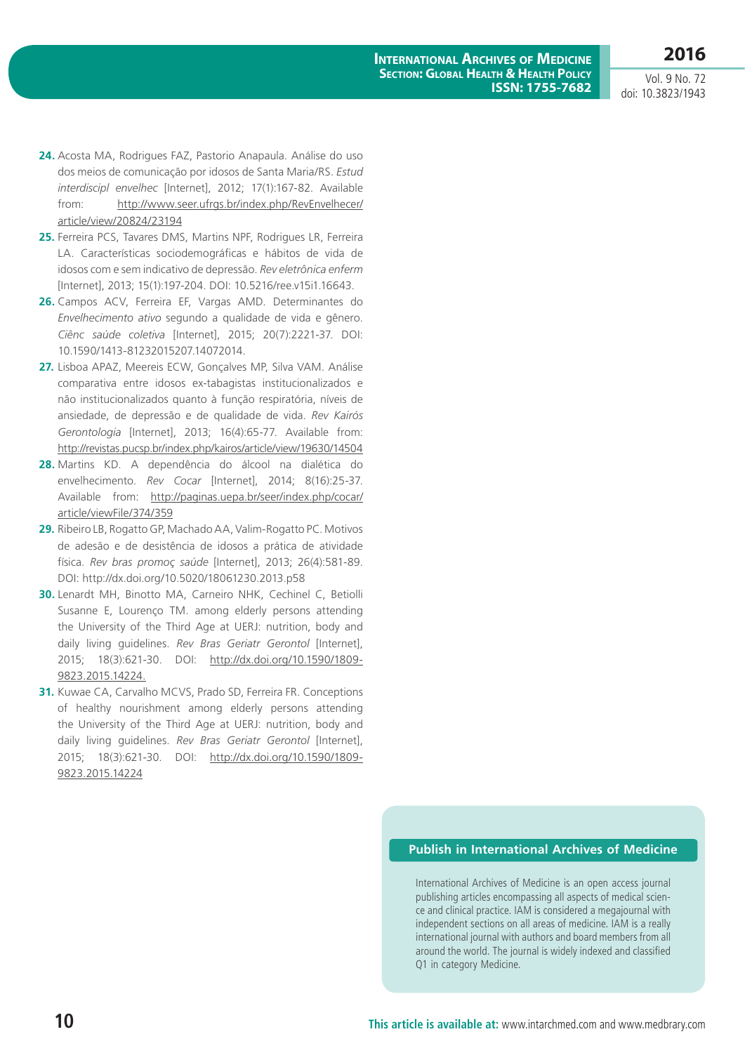24. Acosta MA, Rodrigues FAZ, Pastorio Anapaula. Análise do uso dos meios de comunicação por idosos de Santa Maria/RS. *Estud interdiscipl envelhec* [Internet], 2012; 17(1):167-82. Available from: http://www.seer.ufrgs.br/index.php/RevEnvelhecer/article/view/20824/23194
25. Ferreira PCS, Tavares DMS, Martins NPF, Rodrigues LR, Ferreira LA. Características sociodemográficas e hábitos de vida de idosos com e sem indicativo de depressão. *Rev eletrônica enferm* [Internet], 2013; 15(1):197-204. DOI: 10.5216/ree.v15i1.16643.
26. Campos ACV, Ferreira EF, Vargas AMD. Determinantes do *Envelhecimento ativo* segundo a qualidade de vida e gênero. *Ciênc saúde coletiva* [Internet], 2015; 20(7):2221-37. DOI: 10.1590/1413-81232015207.14072014.
27. Lisboa APAZ, Meereis ECW, Gonçalves MP, Silva VAM. Análise comparativa entre idosos ex-tabagistas institucionalizados e não institucionalizados quanto à função respiratória, níveis de ansiedade, de depressão e de qualidade de vida. *Rev Kairós Gerontologia* [Internet], 2013; 16(4):65-77. Available from: http://revistas.pucsp.br/index.php/kairos/article/view/19630/14504
28. Martins KD. A dependência do álcool na dialética do envelhecimento. *Rev Cocar* [Internet], 2014; 8(16):25-37. Available from: http://paginas.uepa.br/seer/index.php/cocar/article/viewFile/374/359
29. Ribeiro LB, Rogatto GP, Machado AA, Valim-Rogatto PC. Motivos de adesão e de desistência de idosos a prática de atividade física. *Rev bras promoç saúde* [Internet], 2013; 26(4):581-89. DOI: http://dx.doi.org/10.5020/18061230.2013.p58
30. Lenardt MH, Binotto MA, Carneiro NHK, Cechinel C, Betiolli Susanne E, Lourenço TM. among elderly persons attending the University of the Third Age at UERJ: nutrition, body and daily living guidelines. *Rev Bras Geriatr Gerontol* [Internet], 2015; 18(3):621-30. DOI: http://dx.doi.org/10.1590/1809-9823.2015.14224.
31. Kuwae CA, Carvalho MCVS, Prado SD, Ferreira FR. Conceptions of healthy nourishment among elderly persons attending the University of the Third Age at UERJ: nutrition, body and daily living guidelines. *Rev Bras Geriatr Gerontol* [Internet], 2015; 18(3):621-30. DOI: http://dx.doi.org/10.1590/1809-9823.2015.14224

**Publish in International Archives of Medicine**

International Archives of Medicine is an open access journal publishing articles encompassing all aspects of medical science and clinical practice. IAM is considered a megajournal with independent sections on all areas of medicine. IAM is a really international journal with authors and board members from all around the world. The journal is widely indexed and classified Q1 in category Medicine.